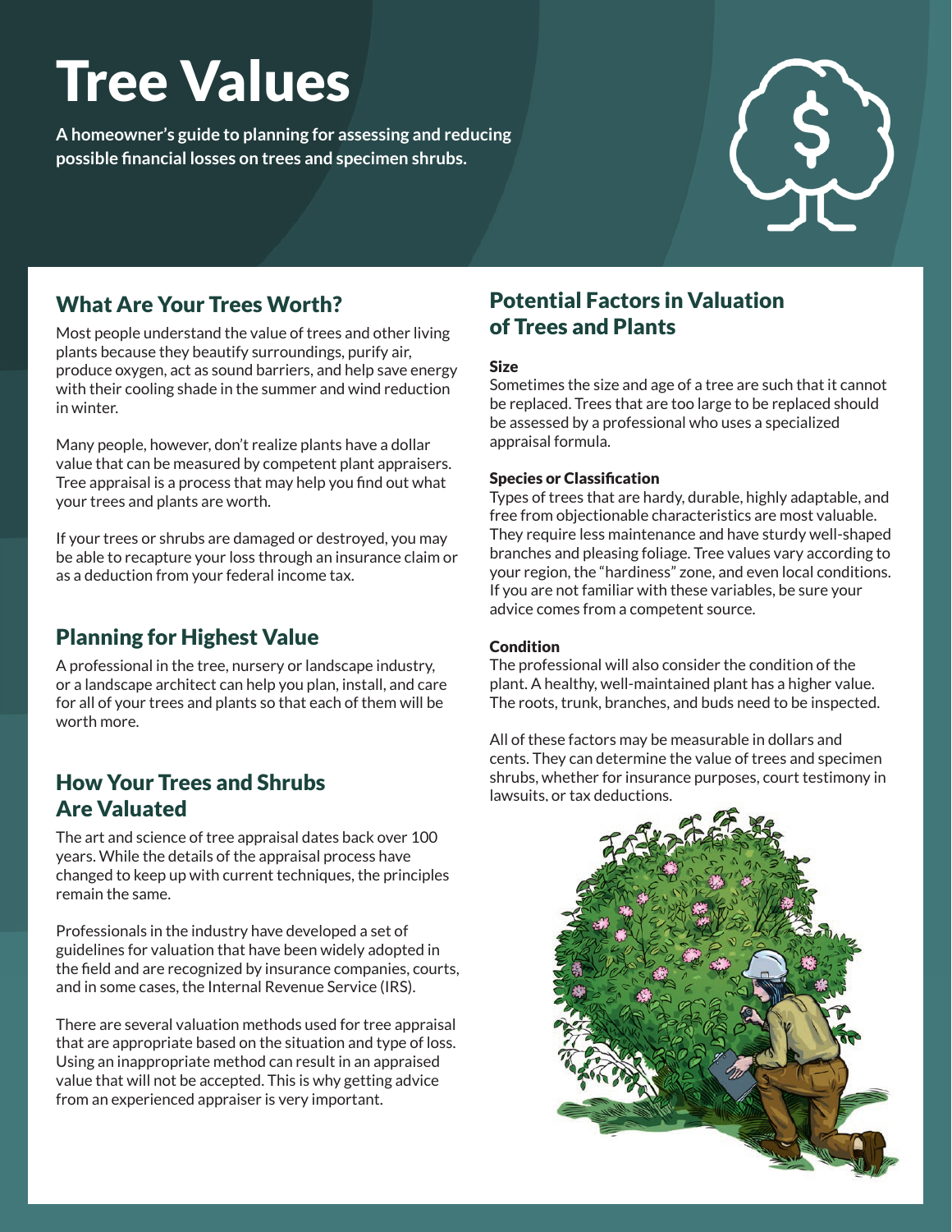# Tree Values

**A homeowner's guide to planning for assessing and reducing possible financial losses on trees and specimen shrubs.**

## What Are Your Trees Worth?

Most people understand the value of trees and other living plants because they beautify surroundings, purify air, produce oxygen, act as sound barriers, and help save energy with their cooling shade in the summer and wind reduction in winter.

Many people, however, don't realize plants have a dollar value that can be measured by competent plant appraisers. Tree appraisal is a process that may help you find out what your trees and plants are worth.

If your trees or shrubs are damaged or destroyed, you may be able to recapture your loss through an insurance claim or as a deduction from your federal income tax.

## Planning for Highest Value

A professional in the tree, nursery or landscape industry, or a landscape architect can help you plan, install, and care for all of your trees and plants so that each of them will be worth more.

## How Your Trees and Shrubs Are Valuated

The art and science of tree appraisal dates back over 100 years. While the details of the appraisal process have changed to keep up with current techniques, the principles remain the same.

Professionals in the industry have developed a set of guidelines for valuation that have been widely adopted in the field and are recognized by insurance companies, courts, and in some cases, the Internal Revenue Service (IRS).

There are several valuation methods used for tree appraisal that are appropriate based on the situation and type of loss. Using an inappropriate method can result in an appraised value that will not be accepted. This is why getting advice from an experienced appraiser is very important.

## Potential Factors in Valuation of Trees and Plants

### Size

Sometimes the size and age of a tree are such that it cannot be replaced. Trees that are too large to be replaced should be assessed by a professional who uses a specialized appraisal formula.

### Species or Classification

Types of trees that are hardy, durable, highly adaptable, and free from objectionable characteristics are most valuable. They require less maintenance and have sturdy well-shaped branches and pleasing foliage. Tree values vary according to your region, the "hardiness" zone, and even local conditions. If you are not familiar with these variables, be sure your advice comes from a competent source.

### Condition

The professional will also consider the condition of the plant. A healthy, well-maintained plant has a higher value. The roots, trunk, branches, and buds need to be inspected.

All of these factors may be measurable in dollars and cents. They can determine the value of trees and specimen shrubs, whether for insurance purposes, court testimony in lawsuits, or tax deductions.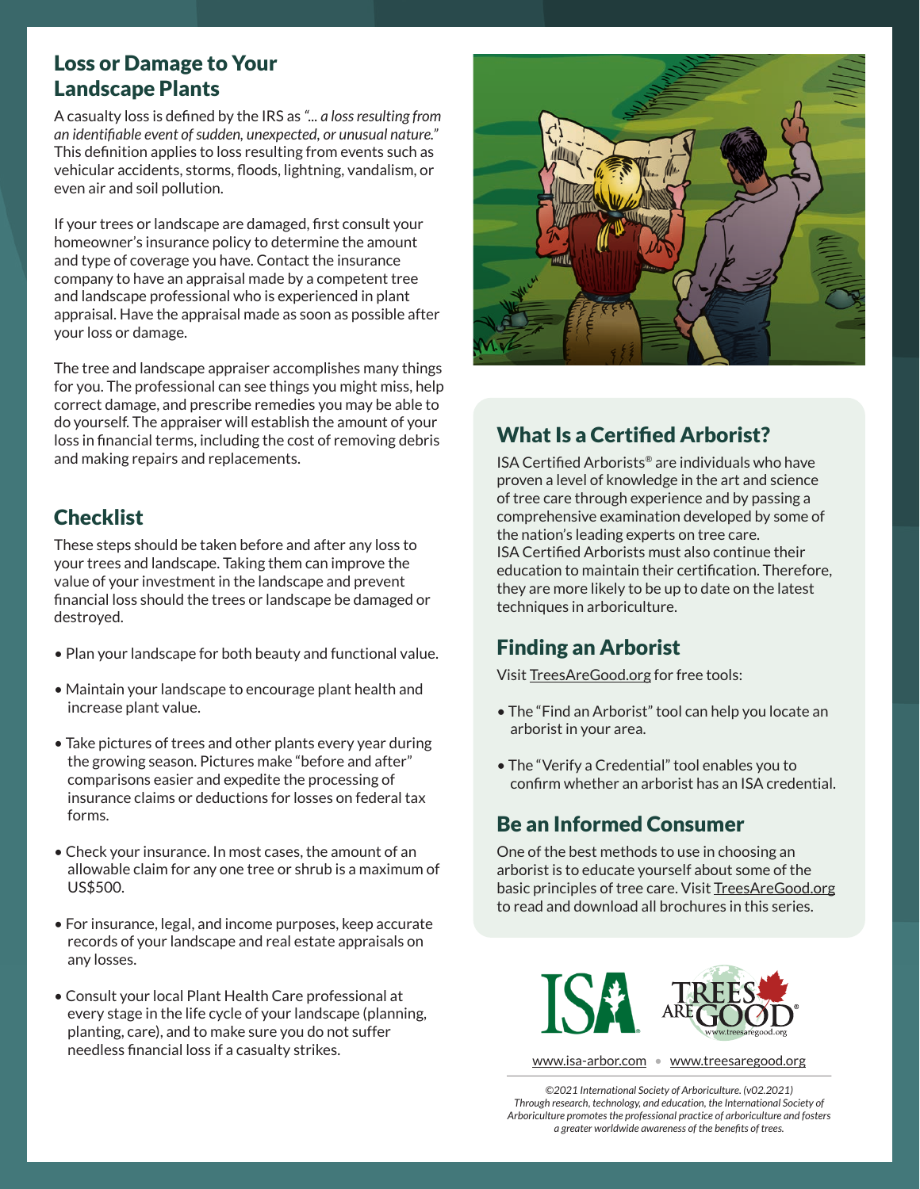## Loss or Damage to Your Landscape Plants

A casualty loss is defined by the IRS as *"... a loss resulting from an identifiable event of sudden, unexpected, or unusual nature."* This definition applies to loss resulting from events such as vehicular accidents, storms, floods, lightning, vandalism, or even air and soil pollution.

If your trees or landscape are damaged, first consult your homeowner's insurance policy to determine the amount and type of coverage you have. Contact the insurance company to have an appraisal made by a competent tree and landscape professional who is experienced in plant appraisal. Have the appraisal made as soon as possible after your loss or damage.

The tree and landscape appraiser accomplishes many things for you. The professional can see things you might miss, help correct damage, and prescribe remedies you may be able to do yourself. The appraiser will establish the amount of your loss in financial terms, including the cost of removing debris and making repairs and replacements.

## Checklist

These steps should be taken before and after any loss to your trees and landscape. Taking them can improve the value of your investment in the landscape and prevent financial loss should the trees or landscape be damaged or destroyed.

- Plan your landscape for both beauty and functional value.
- Maintain your landscape to encourage plant health and increase plant value.
- Take pictures of trees and other plants every year during the growing season. Pictures make "before and after" comparisons easier and expedite the processing of insurance claims or deductions for losses on federal tax forms.
- Check your insurance. In most cases, the amount of an allowable claim for any one tree or shrub is a maximum of US$500.
- For insurance, legal, and income purposes, keep accurate records of your landscape and real estate appraisals on any losses.
- Consult your local Plant Health Care professional at every stage in the life cycle of your landscape (planning, planting, care), and to make sure you do not suffer needless financial loss if a casualty strikes.

## What Is a Certified Arborist?

ISA Certified Arborists® are individuals who have proven a level of knowledge in the art and science of tree care through experience and by passing a comprehensive examination developed by some of the nation's leading experts on tree care. ISA Certified Arborists must also continue their education to maintain their certification. Therefore, they are more likely to be up to date on the latest techniques in arboriculture.

## Finding an Arborist

Visit TreesAreGood.org for free tools:

- The "Find an Arborist" tool can help you locate an arborist in your area.
- The "Verify a Credential" tool enables you to confirm whether an arborist has an ISA credential.

## Be an Informed Consumer

One of the best methods to use in choosing an arborist is to educate yourself about some of the basic principles of tree care. Visit TreesAreGood.org to read and download all brochures in this series.

www.isa-arbor.com • www.treesaregood.org

*©2021 International Society of Arboriculture. (v02.2021)*
*Through research, technology, and education, the International Society of Arboriculture promotes the professional practice of arboriculture and fosters a greater worldwide awareness of the benefits of trees.*